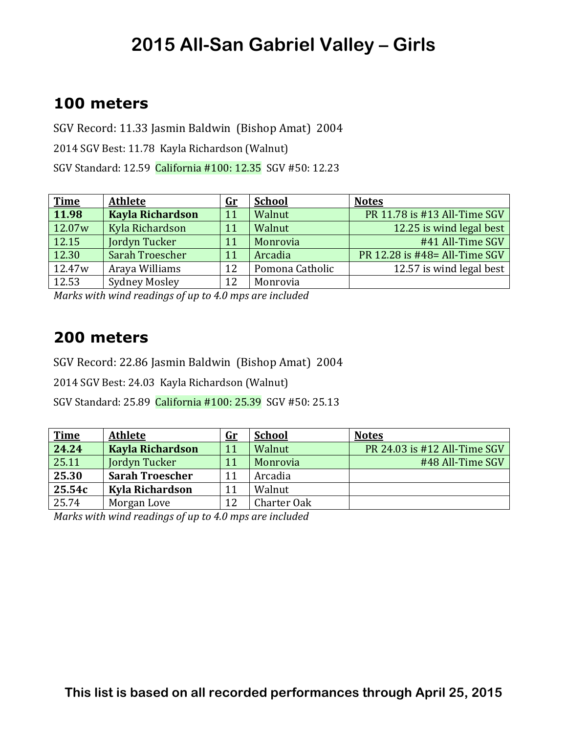# 2015 All-San Gabriel Valley – Girls

## 100 meters

SGV Record: 11.33 Jasmin Baldwin (Bishop Amat) 2004

2014 SGV Best: 11.78 Kayla Richardson (Walnut)

SGV Standard: 12.59 California #100: 12.35 SGV #50: 12.23

| Time | Athlete | Gr | School | Notes |
|---|---|---|---|---|
| **11.98** | **Kayla Richardson** | 11 | Walnut | PR 11.78 is #13 All-Time SGV |
| 12.07w | Kyla Richardson | 11 | Walnut | 12.25 is wind legal best |
| 12.15 | Jordyn Tucker | 11 | Monrovia | #41 All-Time SGV |
| 12.30 | Sarah Troescher | 11 | Arcadia | PR 12.28 is #48= All-Time SGV |
| 12.47w | Araya Williams | 12 | Pomona Catholic | 12.57 is wind legal best |
| 12.53 | Sydney Mosley | 12 | Monrovia | |

*Marks with wind readings of up to 4.0 mps are included*

## 200 meters

SGV Record: 22.86 Jasmin Baldwin (Bishop Amat) 2004

2014 SGV Best: 24.03 Kayla Richardson (Walnut)

SGV Standard: 25.89 California #100: 25.39 SGV #50: 25.13

| Time | Athlete | Gr | School | Notes |
|---|---|---|---|---|
| **24.24** | **Kayla Richardson** | 11 | Walnut | PR 24.03 is #12 All-Time SGV |
| 25.11 | Jordyn Tucker | 11 | Monrovia | #48 All-Time SGV |
| **25.30** | **Sarah Troescher** | 11 | Arcadia | |
| **25.54c** | **Kyla Richardson** | 11 | Walnut | |
| 25.74 | Morgan Love | 12 | Charter Oak | |

*Marks with wind readings of up to 4.0 mps are included*

**This list is based on all recorded performances through April 25, 2015**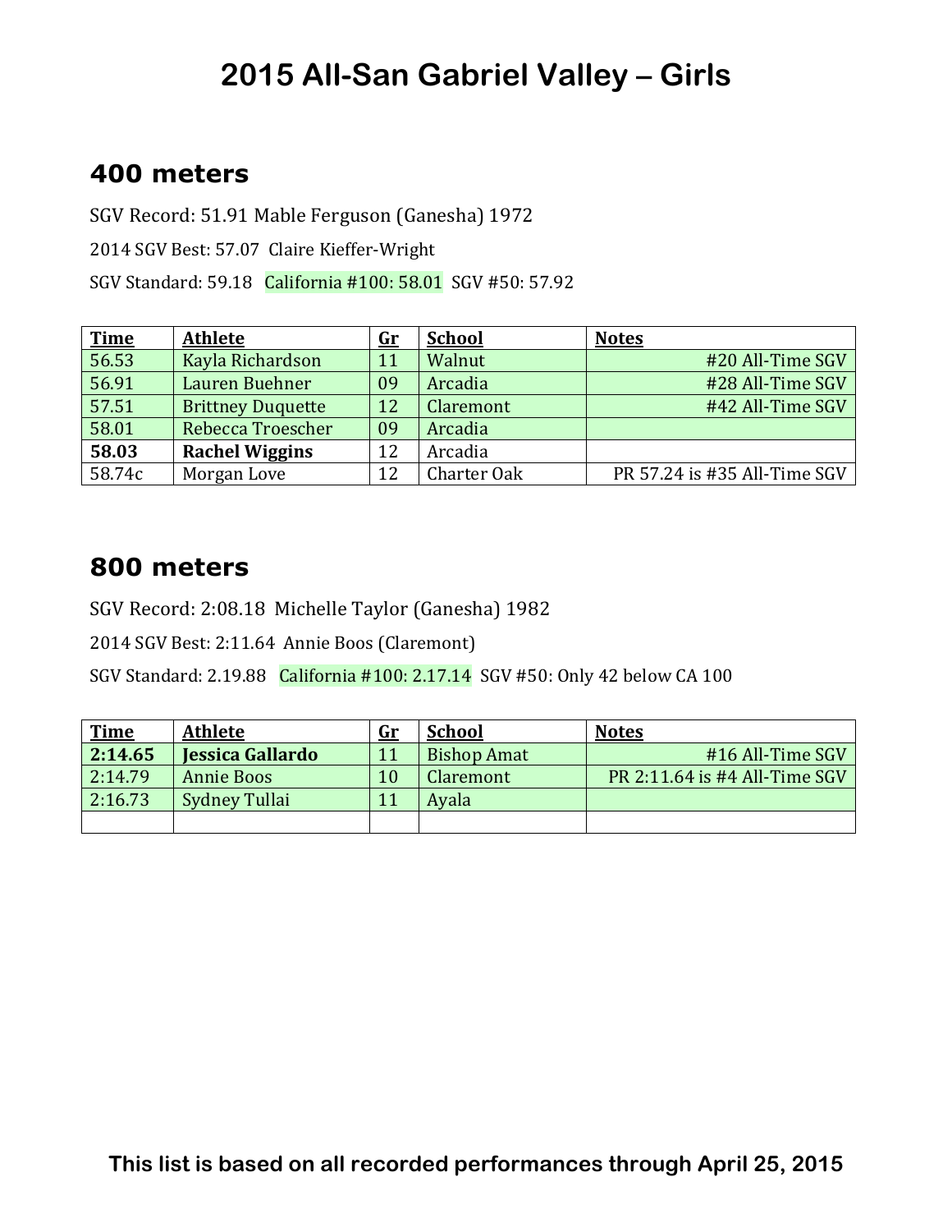# 2015 All-San Gabriel Valley – Girls

## 400 meters

SGV Record: 51.91 Mable Ferguson (Ganesha) 1972

2014 SGV Best: 57.07 Claire Kieffer-Wright

SGV Standard: 59.18 California #100: 58.01 SGV #50: 57.92

| Time | Athlete | Gr | School | Notes |
|---|---|---|---|---|
| 56.53 | Kayla Richardson | 11 | Walnut | #20 All-Time SGV |
| 56.91 | Lauren Buehner | 09 | Arcadia | #28 All-Time SGV |
| 57.51 | Brittney Duquette | 12 | Claremont | #42 All-Time SGV |
| 58.01 | Rebecca Troescher | 09 | Arcadia | |
| **58.03** | **Rachel Wiggins** | 12 | Arcadia | |
| 58.74c | Morgan Love | 12 | Charter Oak | PR 57.24 is #35 All-Time SGV |

## 800 meters

SGV Record: 2:08.18 Michelle Taylor (Ganesha) 1982

2014 SGV Best: 2:11.64 Annie Boos (Claremont)

SGV Standard: 2.19.88 California #100: 2.17.14 SGV #50: Only 42 below CA 100

| Time | Athlete | Gr | School | Notes |
|---|---|---|---|---|
| **2:14.65** | **Jessica Gallardo** | 11 | Bishop Amat | #16 All-Time SGV |
| 2:14.79 | Annie Boos | 10 | Claremont | PR 2:11.64 is #4 All-Time SGV |
| 2:16.73 | Sydney Tullai | 11 | Ayala | |
| | | | | |

**This list is based on all recorded performances through April 25, 2015**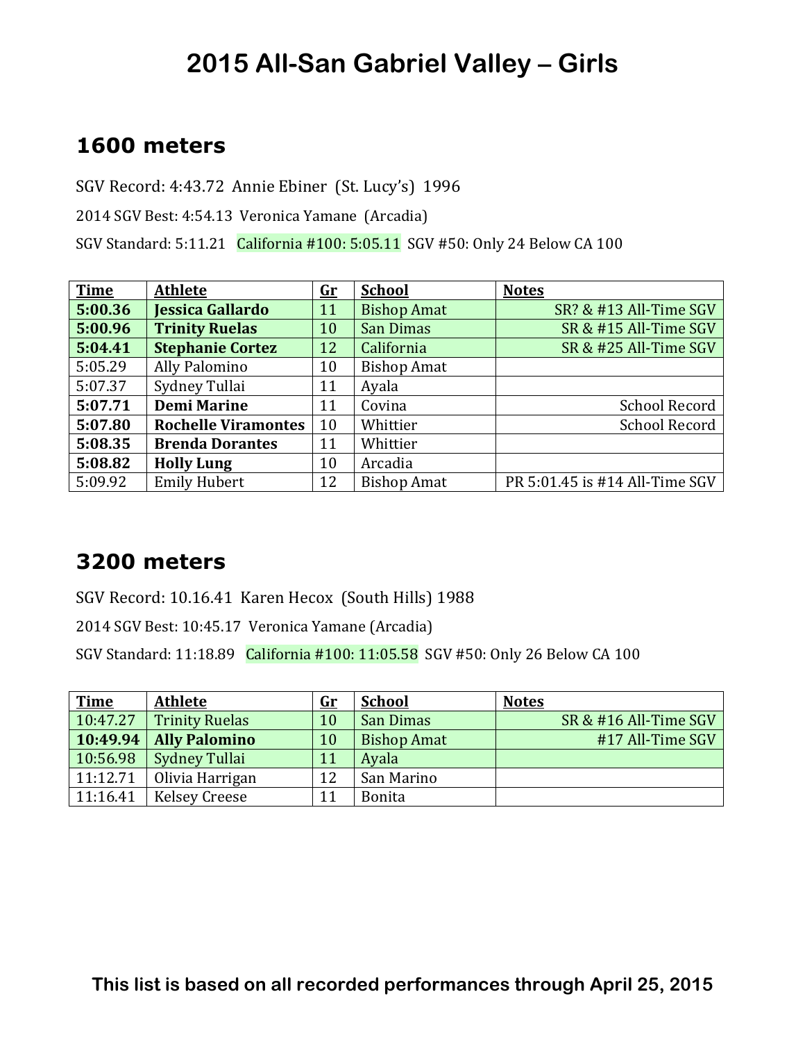# 2015 All-San Gabriel Valley – Girls

## 1600 meters

SGV Record: 4:43.72 Annie Ebiner (St. Lucy's) 1996

2014 SGV Best: 4:54.13 Veronica Yamane (Arcadia)

SGV Standard: 5:11.21 California #100: 5:05.11 SGV #50: Only 24 Below CA 100

| Time | Athlete | Gr | School | Notes |
|---|---|---|---|---|
| **5:00.36** | **Jessica Gallardo** | 11 | Bishop Amat | SR? & #13 All-Time SGV |
| **5:00.96** | **Trinity Ruelas** | 10 | San Dimas | SR & #15 All-Time SGV |
| **5:04.41** | **Stephanie Cortez** | 12 | California | SR & #25 All-Time SGV |
| 5:05.29 | Ally Palomino | 10 | Bishop Amat | |
| 5:07.37 | Sydney Tullai | 11 | Ayala | |
| **5:07.71** | **Demi Marine** | 11 | Covina | School Record |
| **5:07.80** | **Rochelle Viramontes** | 10 | Whittier | School Record |
| **5:08.35** | **Brenda Dorantes** | 11 | Whittier | |
| **5:08.82** | **Holly Lung** | 10 | Arcadia | |
| 5:09.92 | Emily Hubert | 12 | Bishop Amat | PR 5:01.45 is #14 All-Time SGV |

## 3200 meters

SGV Record: 10.16.41 Karen Hecox (South Hills) 1988

2014 SGV Best: 10:45.17 Veronica Yamane (Arcadia)

SGV Standard: 11:18.89 California #100: 11:05.58 SGV #50: Only 26 Below CA 100

| Time | Athlete | Gr | School | Notes |
|---|---|---|---|---|
| 10:47.27 | Trinity Ruelas | 10 | San Dimas | SR & #16 All-Time SGV |
| **10:49.94** | **Ally Palomino** | 10 | Bishop Amat | #17 All-Time SGV |
| 10:56.98 | Sydney Tullai | 11 | Ayala | |
| 11:12.71 | Olivia Harrigan | 12 | San Marino | |
| 11:16.41 | Kelsey Creese | 11 | Bonita | |

**This list is based on all recorded performances through April 25, 2015**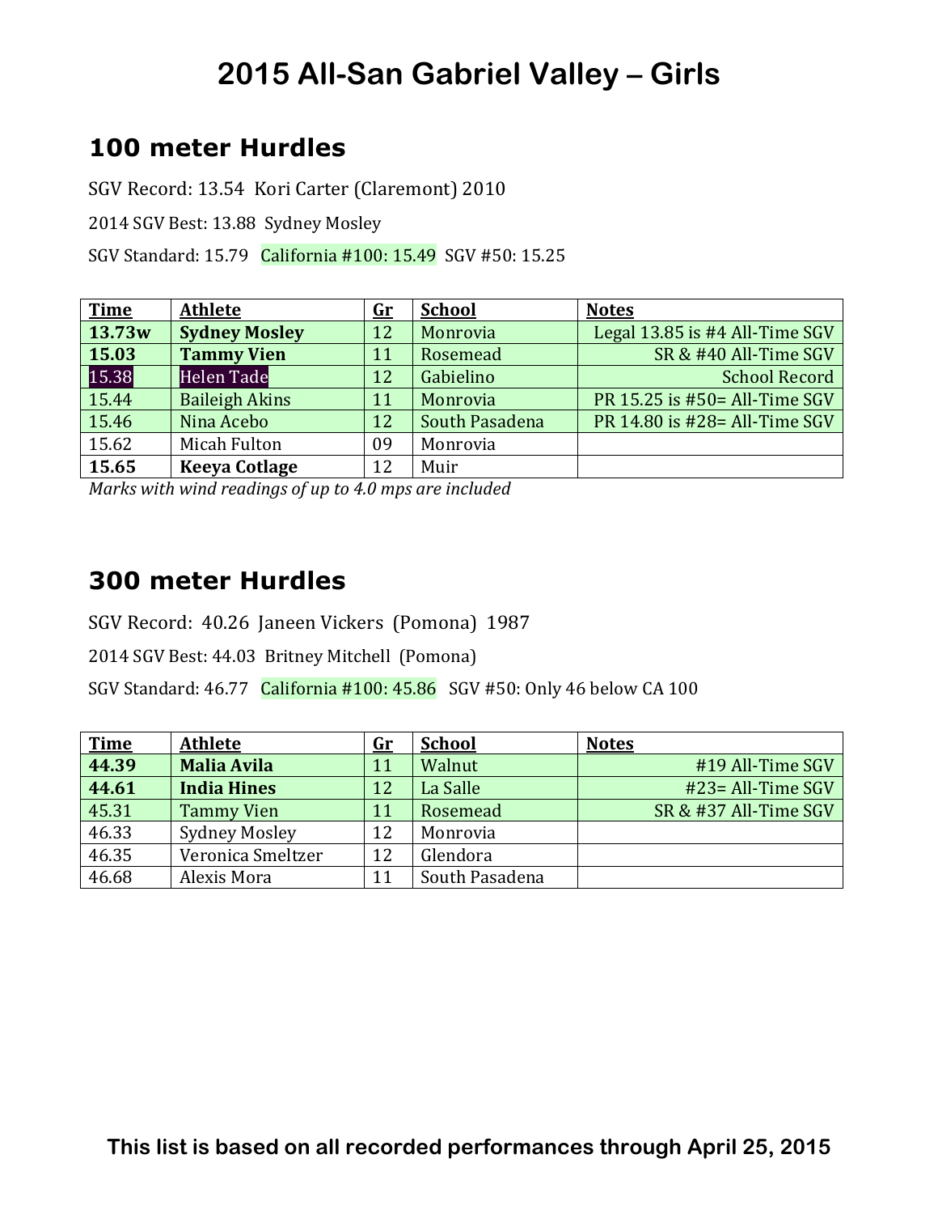# 2015 All-San Gabriel Valley – Girls

## 100 meter Hurdles

SGV Record: 13.54 Kori Carter (Claremont) 2010

2014 SGV Best: 13.88 Sydney Mosley

SGV Standard: 15.79 California #100: 15.49 SGV #50: 15.25

| Time | Athlete | Gr | School | Notes |
|---|---|---|---|---|
| **13.73w** | **Sydney Mosley** | 12 | Monrovia | Legal 13.85 is #4 All-Time SGV |
| **15.03** | **Tammy Vien** | 11 | Rosemead | SR & #40 All-Time SGV |
| 15.38 | Helen Tade | 12 | Gabielino | School Record |
| 15.44 | Baileigh Akins | 11 | Monrovia | PR 15.25 is #50= All-Time SGV |
| 15.46 | Nina Acebo | 12 | South Pasadena | PR 14.80 is #28= All-Time SGV |
| 15.62 | Micah Fulton | 09 | Monrovia | |
| **15.65** | **Keeya Cotlage** | 12 | Muir | |

*Marks with wind readings of up to 4.0 mps are included*

## 300 meter Hurdles

SGV Record: 40.26 Janeen Vickers (Pomona) 1987

2014 SGV Best: 44.03 Britney Mitchell (Pomona)

SGV Standard: 46.77 California #100: 45.86 SGV #50: Only 46 below CA 100

| Time | Athlete | Gr | School | Notes |
|---|---|---|---|---|
| **44.39** | **Malia Avila** | 11 | Walnut | #19 All-Time SGV |
| **44.61** | **India Hines** | 12 | La Salle | #23= All-Time SGV |
| 45.31 | Tammy Vien | 11 | Rosemead | SR & #37 All-Time SGV |
| 46.33 | Sydney Mosley | 12 | Monrovia | |
| 46.35 | Veronica Smeltzer | 12 | Glendora | |
| 46.68 | Alexis Mora | 11 | South Pasadena | |

**This list is based on all recorded performances through April 25, 2015**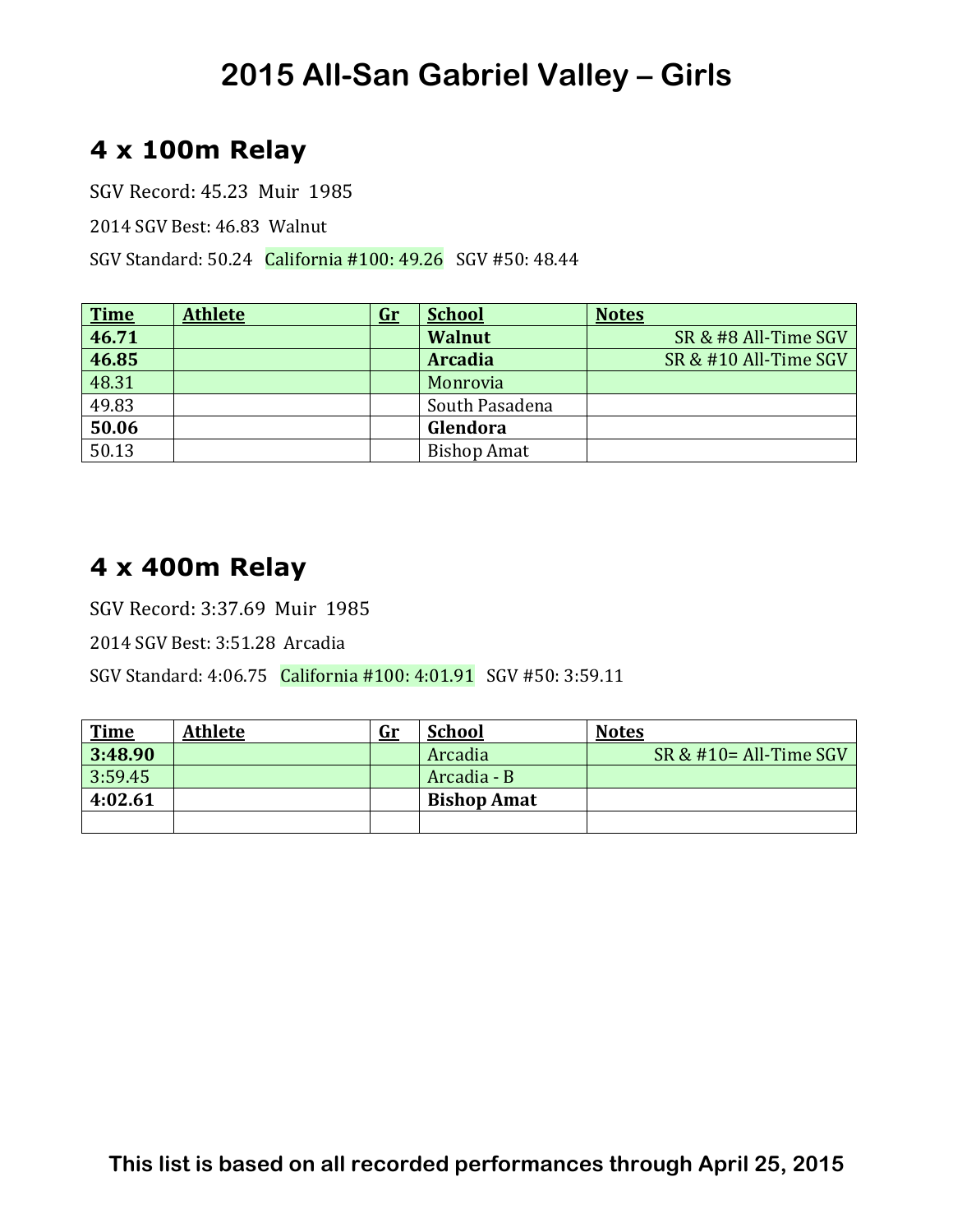# 2015 All-San Gabriel Valley – Girls

## 4 x 100m Relay

SGV Record: 45.23 Muir 1985

2014 SGV Best: 46.83 Walnut

SGV Standard: 50.24 California #100: 49.26 SGV #50: 48.44

| Time | Athlete | Gr | School | Notes |
| --- | --- | --- | --- | --- |
| **46.71** | | | **Walnut** | SR & #8 All-Time SGV |
| **46.85** | | | **Arcadia** | SR & #10 All-Time SGV |
| 48.31 | | | Monrovia | |
| 49.83 | | | South Pasadena | |
| **50.06** | | | **Glendora** | |
| 50.13 | | | Bishop Amat | |

## 4 x 400m Relay

SGV Record: 3:37.69 Muir 1985

2014 SGV Best: 3:51.28 Arcadia

SGV Standard: 4:06.75 California #100: 4:01.91 SGV #50: 3:59.11

| Time | Athlete | Gr | School | Notes |
| --- | --- | --- | --- | --- |
| **3:48.90** | | | Arcadia | SR & #10= All-Time SGV |
| 3:59.45 | | | Arcadia - B | |
| **4:02.61** | | | **Bishop Amat** | |
| | | | | |

**This list is based on all recorded performances through April 25, 2015**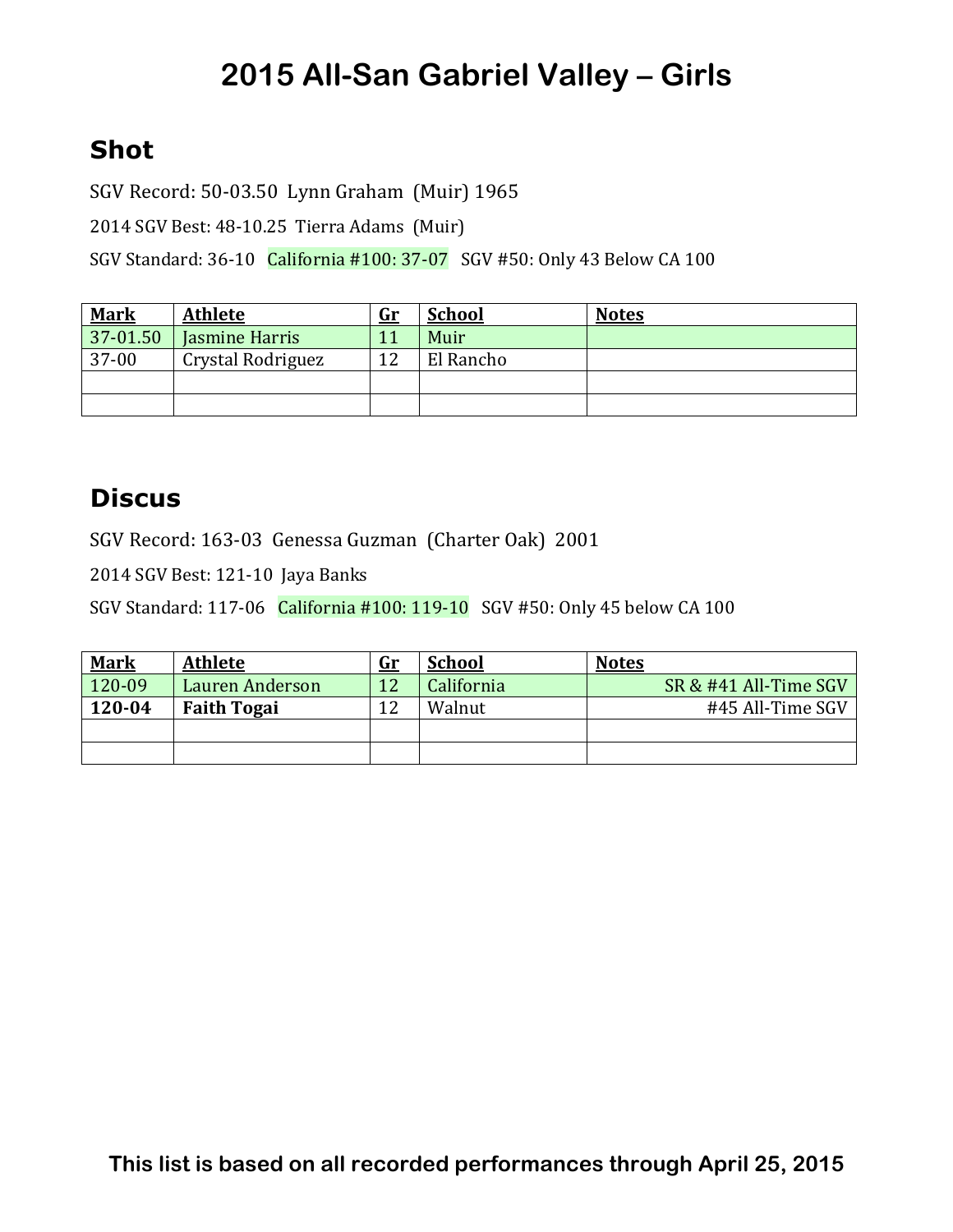# 2015 All-San Gabriel Valley – Girls

## Shot

SGV Record: 50-03.50 Lynn Graham (Muir) 1965

2014 SGV Best: 48-10.25 Tierra Adams (Muir)

SGV Standard: 36-10 California #100: 37-07 SGV #50: Only 43 Below CA 100

| Mark | Athlete | Gr | School | Notes |
|---|---|---|---|---|
| 37-01.50 | Jasmine Harris | 11 | Muir | |
| 37-00 | Crystal Rodriguez | 12 | El Rancho | |
| | | | | |
| | | | | |

## Discus

SGV Record: 163-03 Genessa Guzman (Charter Oak) 2001

2014 SGV Best: 121-10 Jaya Banks

SGV Standard: 117-06 California #100: 119-10 SGV #50: Only 45 below CA 100

| Mark | Athlete | Gr | School | Notes |
|---|---|---|---|---|
| 120-09 | Lauren Anderson | 12 | California | SR & #41 All-Time SGV |
| **120-04** | **Faith Togai** | 12 | Walnut | #45 All-Time SGV |
| | | | | |
| | | | | |

**This list is based on all recorded performances through April 25, 2015**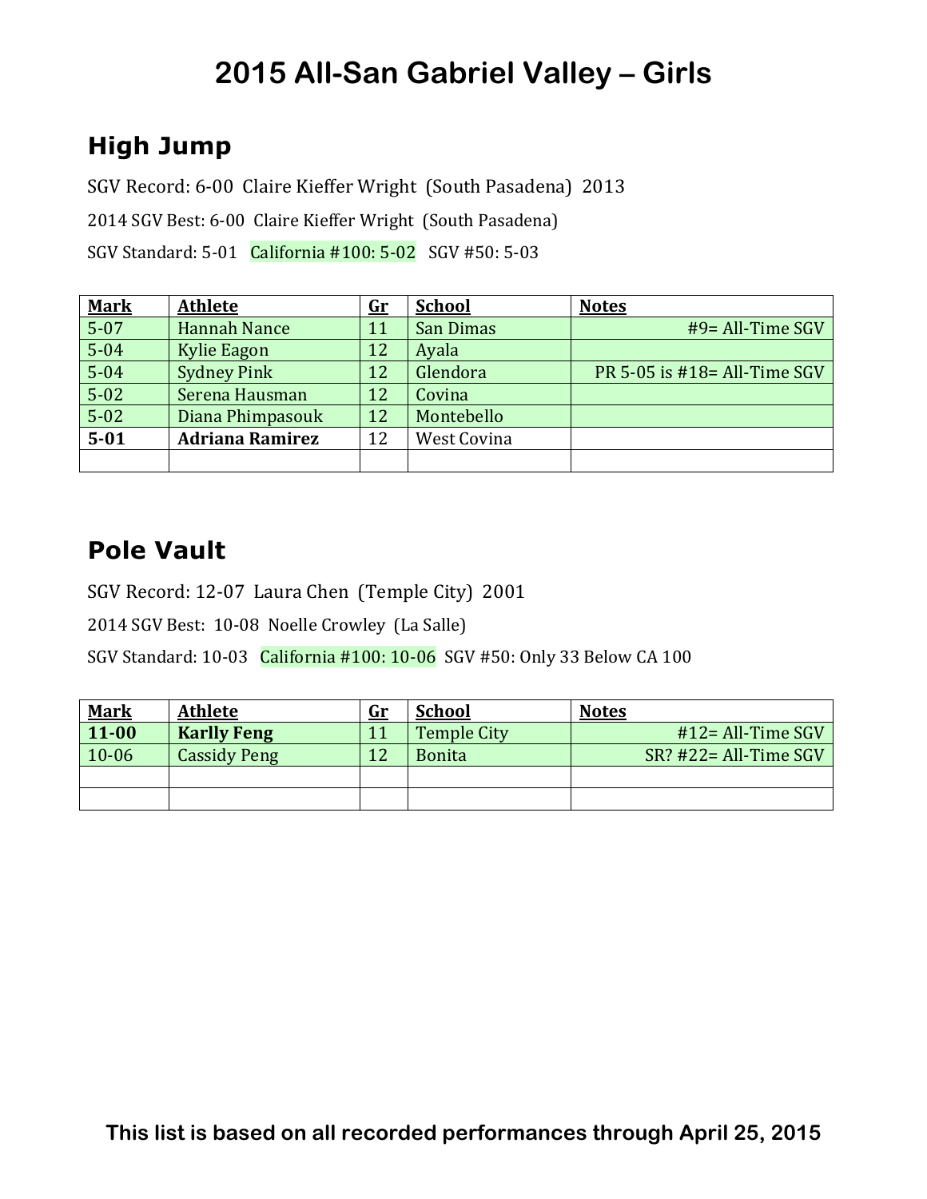# 2015 All-San Gabriel Valley – Girls

## High Jump

SGV Record: 6-00 Claire Kieffer Wright (South Pasadena) 2013

2014 SGV Best: 6-00 Claire Kieffer Wright (South Pasadena)

SGV Standard: 5-01 California #100: 5-02 SGV #50: 5-03

| Mark | Athlete | Gr | School | Notes |
|---|---|---|---|---|
| 5-07 | Hannah Nance | 11 | San Dimas | #9= All-Time SGV |
| 5-04 | Kylie Eagon | 12 | Ayala | |
| 5-04 | Sydney Pink | 12 | Glendora | PR 5-05 is #18= All-Time SGV |
| 5-02 | Serena Hausman | 12 | Covina | |
| 5-02 | Diana Phimpasouk | 12 | Montebello | |
| **5-01** | **Adriana Ramirez** | 12 | West Covina | |
| | | | | |

## Pole Vault

SGV Record: 12-07 Laura Chen (Temple City) 2001

2014 SGV Best: 10-08 Noelle Crowley (La Salle)

SGV Standard: 10-03 California #100: 10-06 SGV #50: Only 33 Below CA 100

| Mark | Athlete | Gr | School | Notes |
|---|---|---|---|---|
| **11-00** | **Karlly Feng** | 11 | Temple City | #12= All-Time SGV |
| 10-06 | Cassidy Peng | 12 | Bonita | SR? #22= All-Time SGV |
| | | | | |
| | | | | |

**This list is based on all recorded performances through April 25, 2015**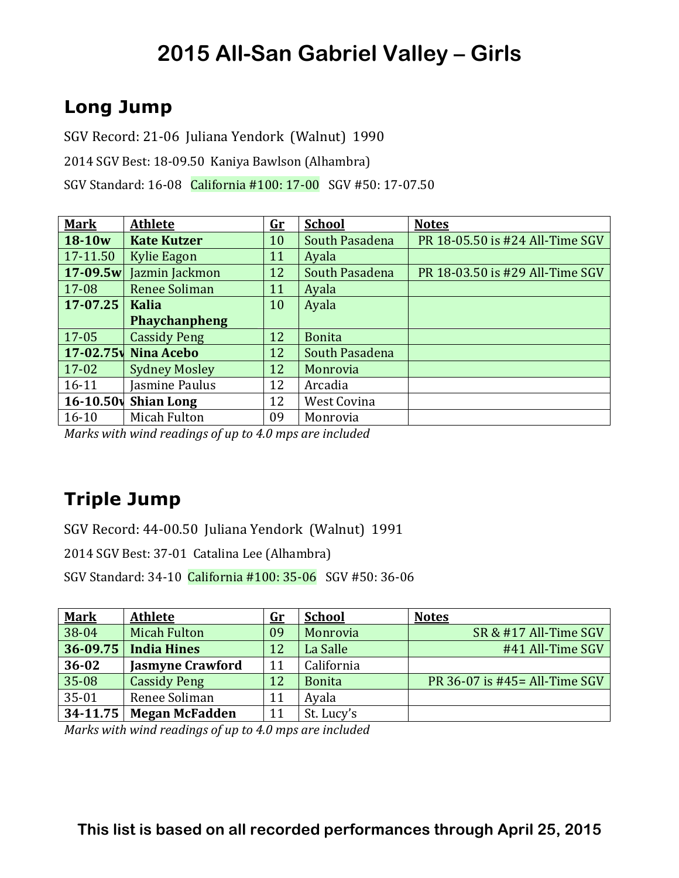# 2015 All-San Gabriel Valley – Girls

## Long Jump

SGV Record: 21-06 Juliana Yendork (Walnut) 1990

2014 SGV Best: 18-09.50 Kaniya Bawlson (Alhambra)

SGV Standard: 16-08 California #100: 17-00 SGV #50: 17-07.50

| Mark | Athlete | Gr | School | Notes |
|---|---|---|---|---|
| **18-10w** | **Kate Kutzer** | 10 | South Pasadena | PR 18-05.50 is #24 All-Time SGV |
| 17-11.50 | Kylie Eagon | 11 | Ayala | |
| **17-09.5w** | Jazmin Jackmon | 12 | South Pasadena | PR 18-03.50 is #29 All-Time SGV |
| 17-08 | Renee Soliman | 11 | Ayala | |
| **17-07.25** | **Kalia Phaychanpheng** | 10 | Ayala | |
| 17-05 | Cassidy Peng | 12 | Bonita | |
| **17-02.75w** | **Nina Acebo** | 12 | South Pasadena | |
| 17-02 | Sydney Mosley | 12 | Monrovia | |
| 16-11 | Jasmine Paulus | 12 | Arcadia | |
| **16-10.50w** | **Shian Long** | 12 | West Covina | |
| 16-10 | Micah Fulton | 09 | Monrovia | |

*Marks with wind readings of up to 4.0 mps are included*

## Triple Jump

SGV Record: 44-00.50 Juliana Yendork (Walnut) 1991

2014 SGV Best: 37-01 Catalina Lee (Alhambra)

SGV Standard: 34-10 California #100: 35-06 SGV #50: 36-06

| Mark | Athlete | Gr | School | Notes |
|---|---|---|---|---|
| 38-04 | Micah Fulton | 09 | Monrovia | SR & #17 All-Time SGV |
| **36-09.75** | **India Hines** | 12 | La Salle | #41 All-Time SGV |
| **36-02** | **Jasmyne Crawford** | 11 | California | |
| 35-08 | Cassidy Peng | 12 | Bonita | PR 36-07 is #45= All-Time SGV |
| 35-01 | Renee Soliman | 11 | Ayala | |
| **34-11.75** | **Megan McFadden** | 11 | St. Lucy's | |

*Marks with wind readings of up to 4.0 mps are included*

**This list is based on all recorded performances through April 25, 2015**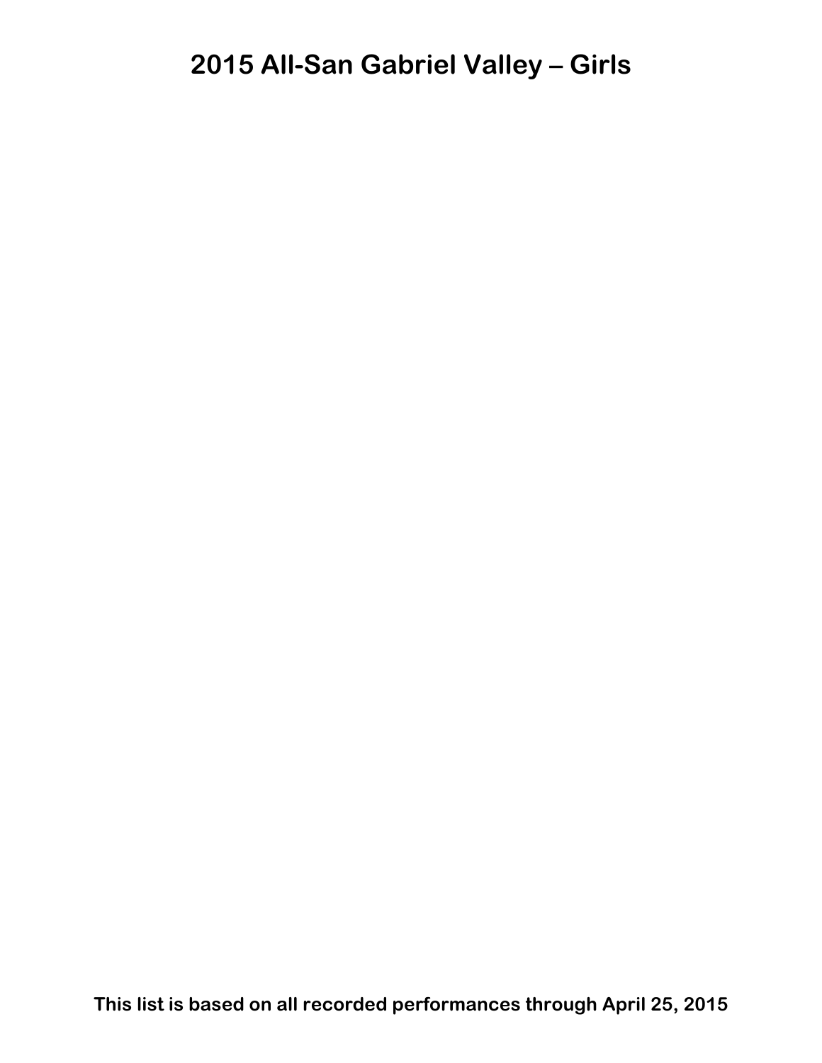# 2015 All-San Gabriel Valley – Girls

**This list is based on all recorded performances through April 25, 2015**